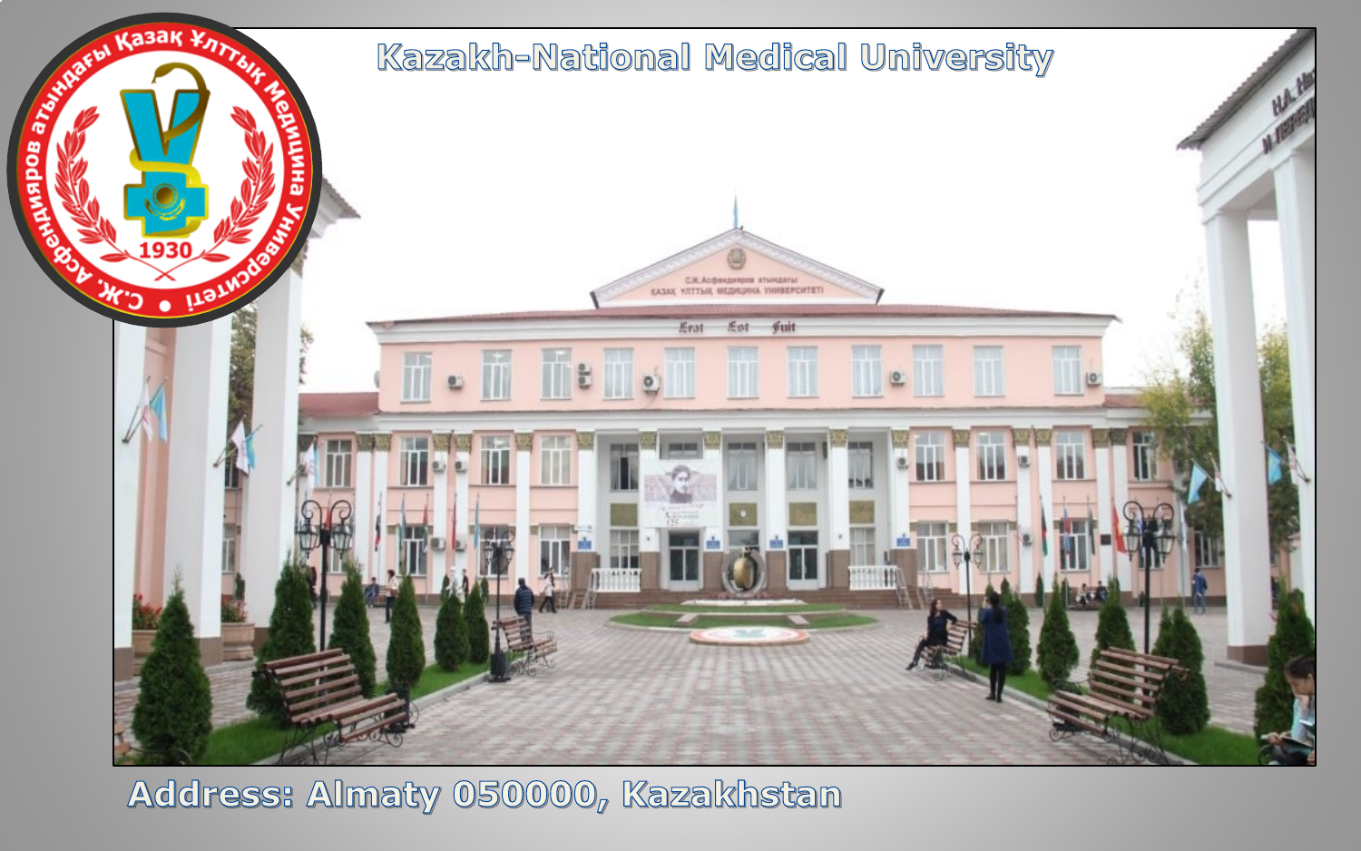# Kazakh-National Medical University

Address: Almaty 050000, Kazakhstan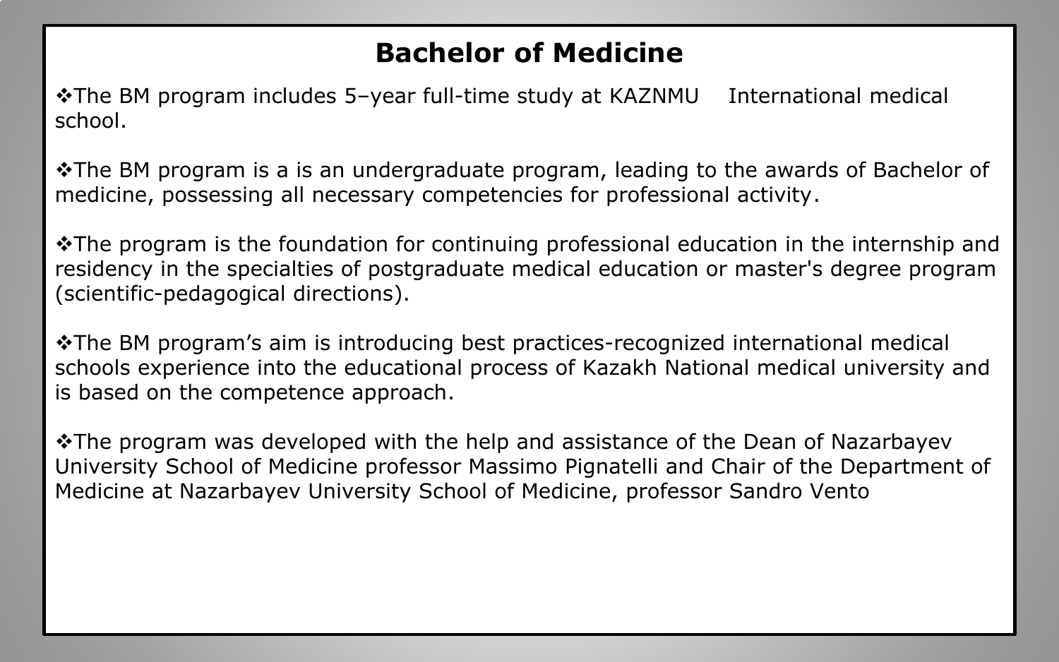# Bachelor of Medicine

- The BM program includes 5–year full-time study at KAZNMU International medical school.

- The BM program is a is an undergraduate program, leading to the awards of Bachelor of medicine, possessing all necessary competencies for professional activity.

- The program is the foundation for continuing professional education in the internship and residency in the specialties of postgraduate medical education or master's degree program (scientific-pedagogical directions).

- The BM program's aim is introducing best practices-recognized international medical schools experience into the educational process of Kazakh National medical university and is based on the competence approach.

- The program was developed with the help and assistance of the Dean of Nazarbayev University School of Medicine professor Massimo Pignatelli and Chair of the Department of Medicine at Nazarbayev University School of Medicine, professor Sandro Vento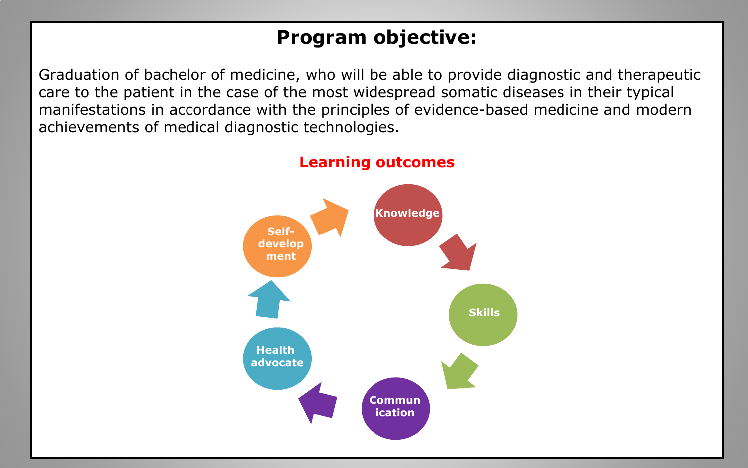# Program objective:

Graduation of bachelor of medicine, who will be able to provide diagnostic and therapeutic care to the patient in the case of the most widespread somatic diseases in their typical manifestations in accordance with the principles of evidence-based medicine and modern achievements of medical diagnostic technologies.

## Learning outcomes

- Knowledge
- Skills
- Communication
- Health advocate
- Self-development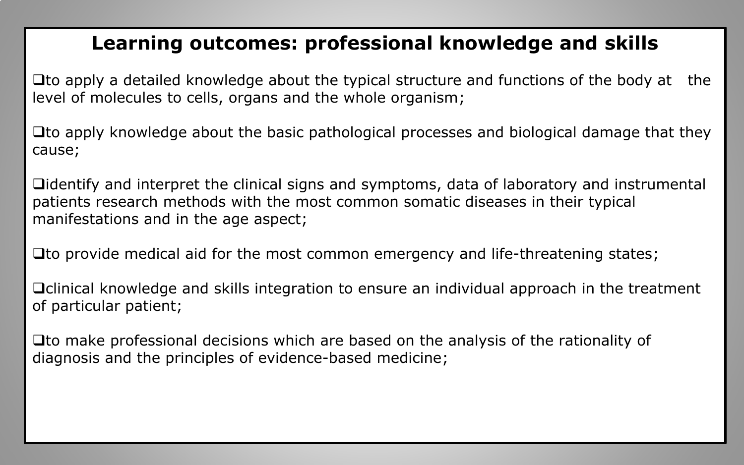## Learning outcomes: professional knowledge and skills

- to apply a detailed knowledge about the typical structure and functions of the body at the level of molecules to cells, organs and the whole organism;

- to apply knowledge about the basic pathological processes and biological damage that they cause;

- identify and interpret the clinical signs and symptoms, data of laboratory and instrumental patients research methods with the most common somatic diseases in their typical manifestations and in the age aspect;

- to provide medical aid for the most common emergency and life-threatening states;

- clinical knowledge and skills integration to ensure an individual approach in the treatment of particular patient;

- to make professional decisions which are based on the analysis of the rationality of diagnosis and the principles of evidence-based medicine;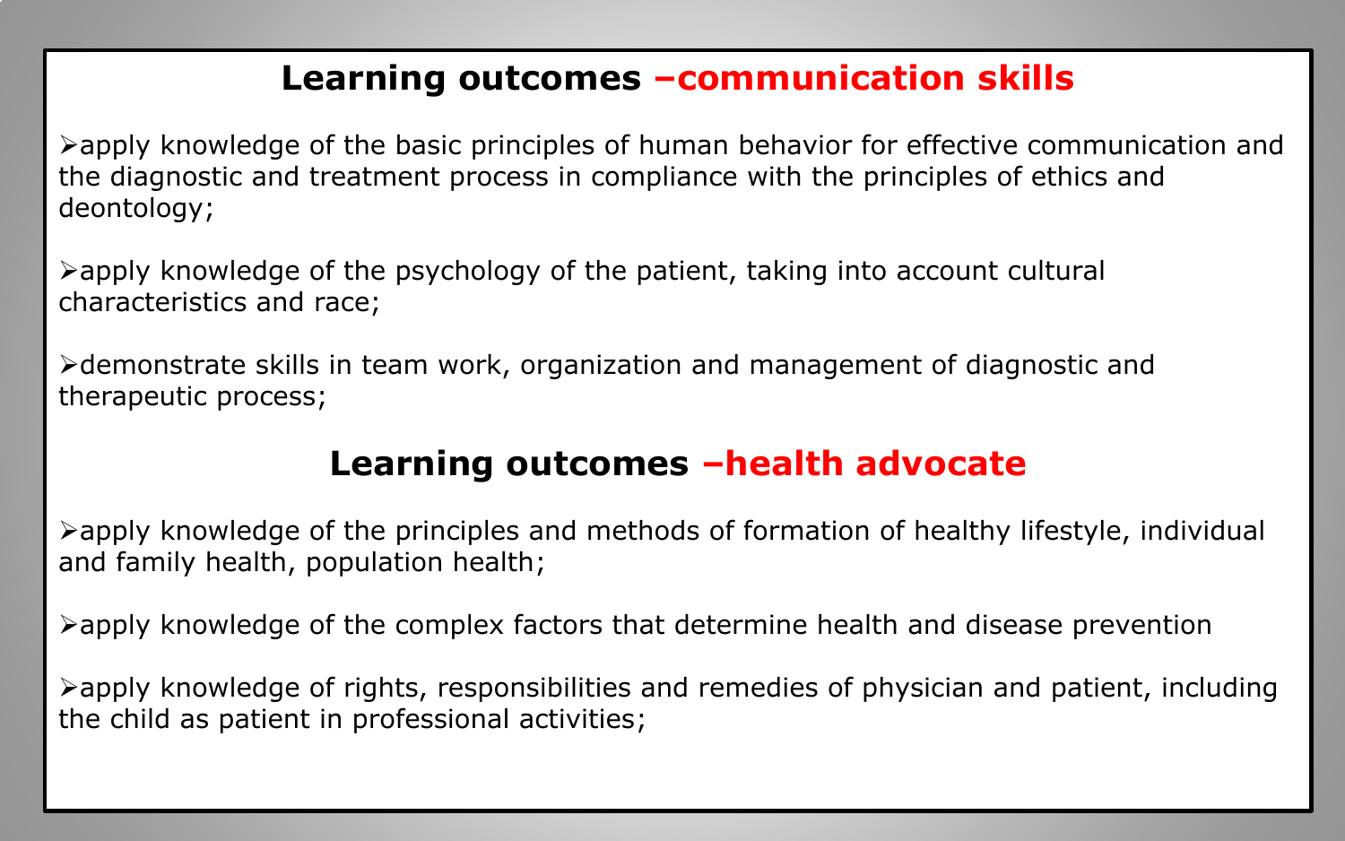## Learning outcomes –communication skills

- apply knowledge of the basic principles of human behavior for effective communication and the diagnostic and treatment process in compliance with the principles of ethics and deontology;

- apply knowledge of the psychology of the patient, taking into account cultural characteristics and race;

- demonstrate skills in team work, organization and management of diagnostic and therapeutic process;

## Learning outcomes –health advocate

- apply knowledge of the principles and methods of formation of healthy lifestyle, individual and family health, population health;

- apply knowledge of the complex factors that determine health and disease prevention

- apply knowledge of rights, responsibilities and remedies of physician and patient, including the child as patient in professional activities;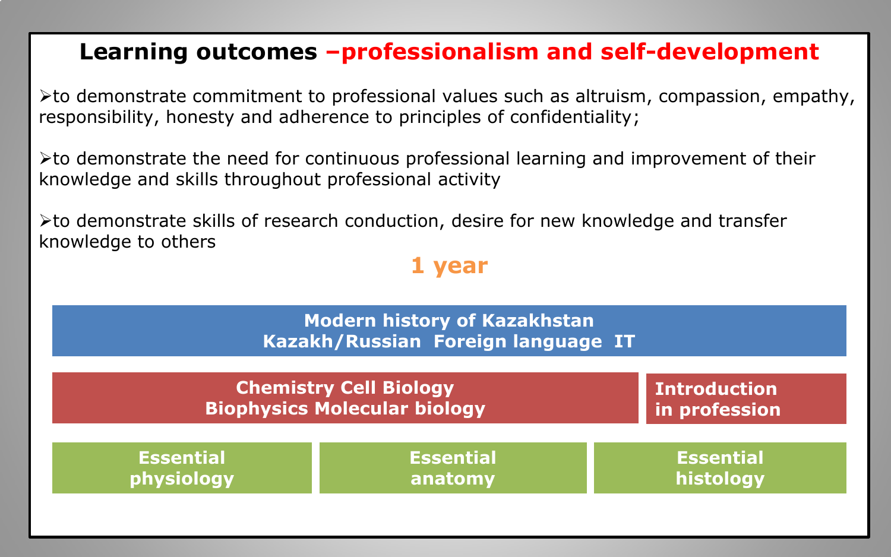# Learning outcomes –professionalism and self-development

- to demonstrate commitment to professional values such as altruism, compassion, empathy, responsibility, honesty and adherence to principles of confidentiality;

- to demonstrate the need for continuous professional learning and improvement of their knowledge and skills throughout professional activity

- to demonstrate skills of research conduction, desire for new knowledge and transfer knowledge to others

## 1 year

**Modern history of Kazakhstan**
**Kazakh/Russian Foreign language IT**

**Chemistry Cell Biology**
**Biophysics Molecular biology**

**Introduction in profession**

**Essential physiology**

**Essential anatomy**

**Essential histology**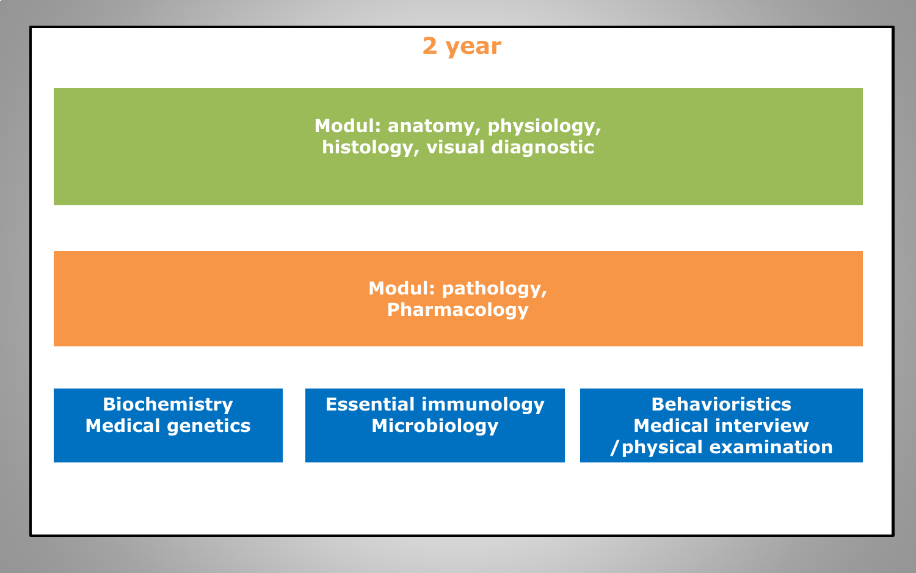# 2 year

**Modul: anatomy, physiology, histology, visual diagnostic**

**Modul: pathology, Pharmacology**

**Biochemistry**
**Medical genetics**

**Essential immunology**
**Microbiology**

**Behavioristics**
**Medical interview /physical examination**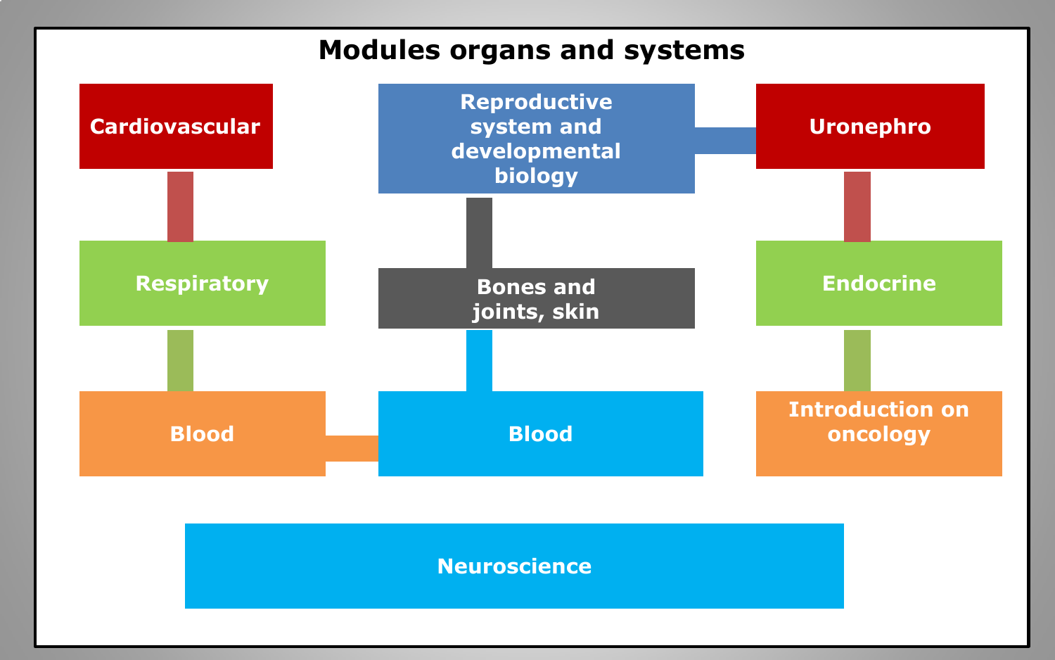# Modules organs and systems

- Cardiovascular
- Reproductive system and developmental biology
- Uronephro
- Respiratory
- Bones and joints, skin
- Endocrine
- Blood
- Blood
- Introduction on oncology
- Neuroscience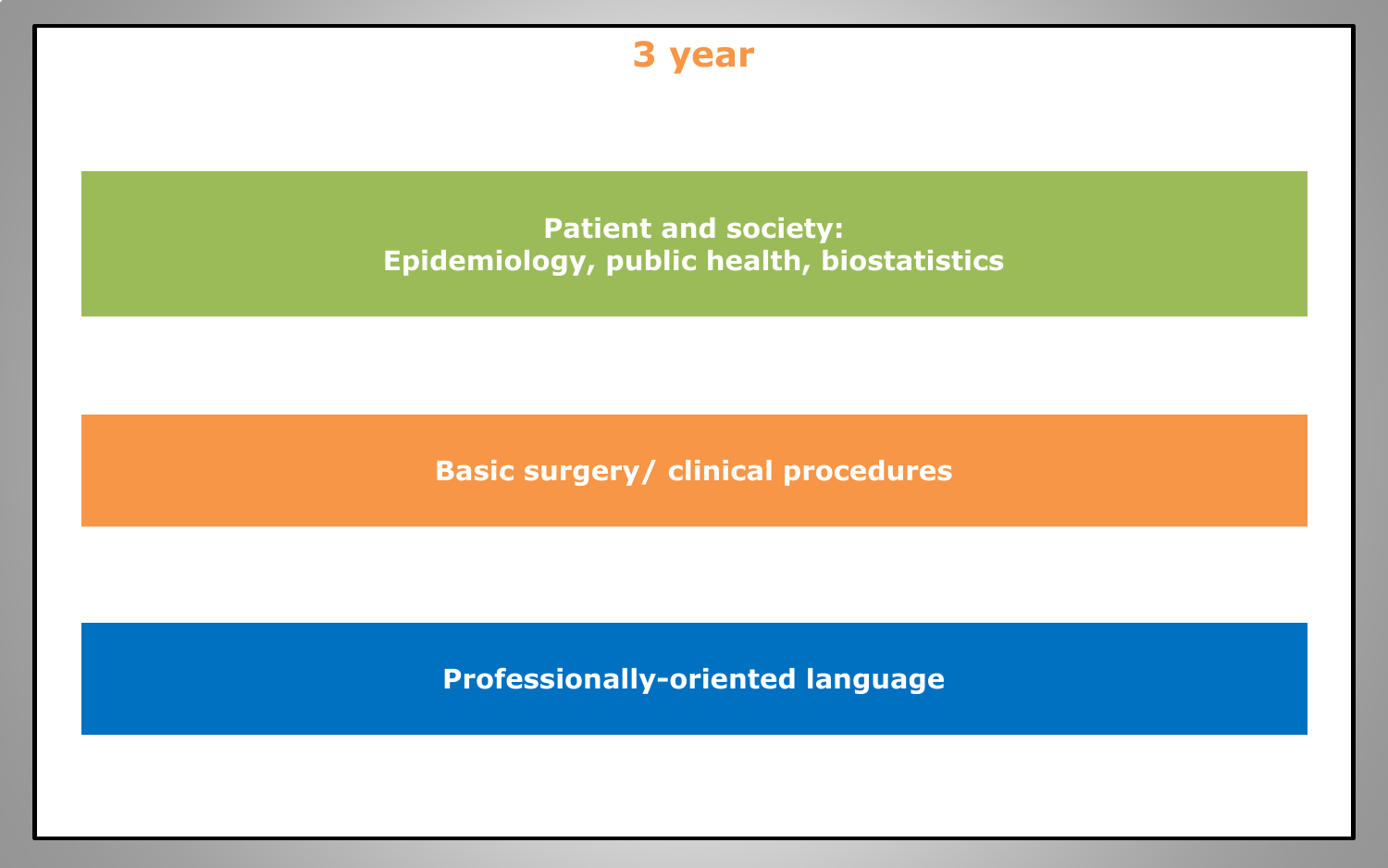# 3 year

**Patient and society:**
**Epidemiology, public health, biostatistics**

**Basic surgery/ clinical procedures**

**Professionally-oriented language**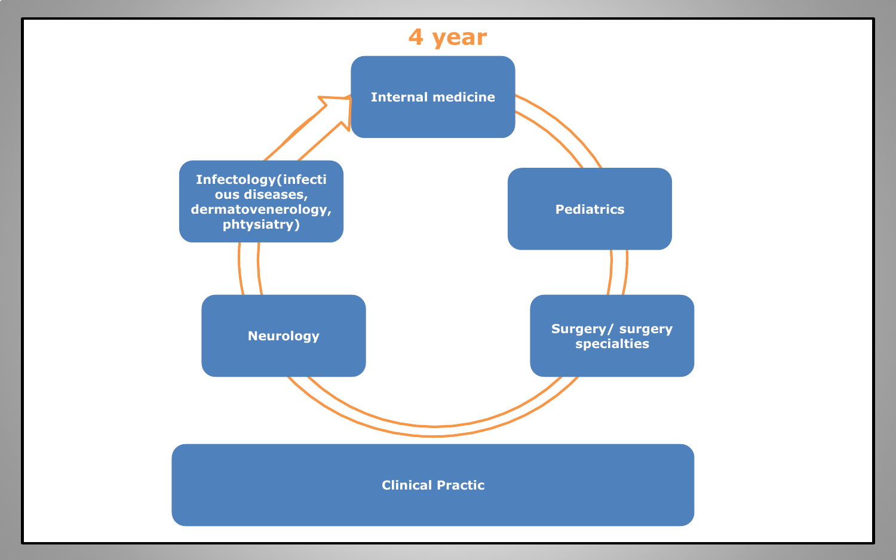# 4 year

- Internal medicine
- Pediatrics
- Surgery/ surgery specialties
- Neurology
- Infectology(infectious diseases, dermatovenerology, phtysiatry)

Clinical Practic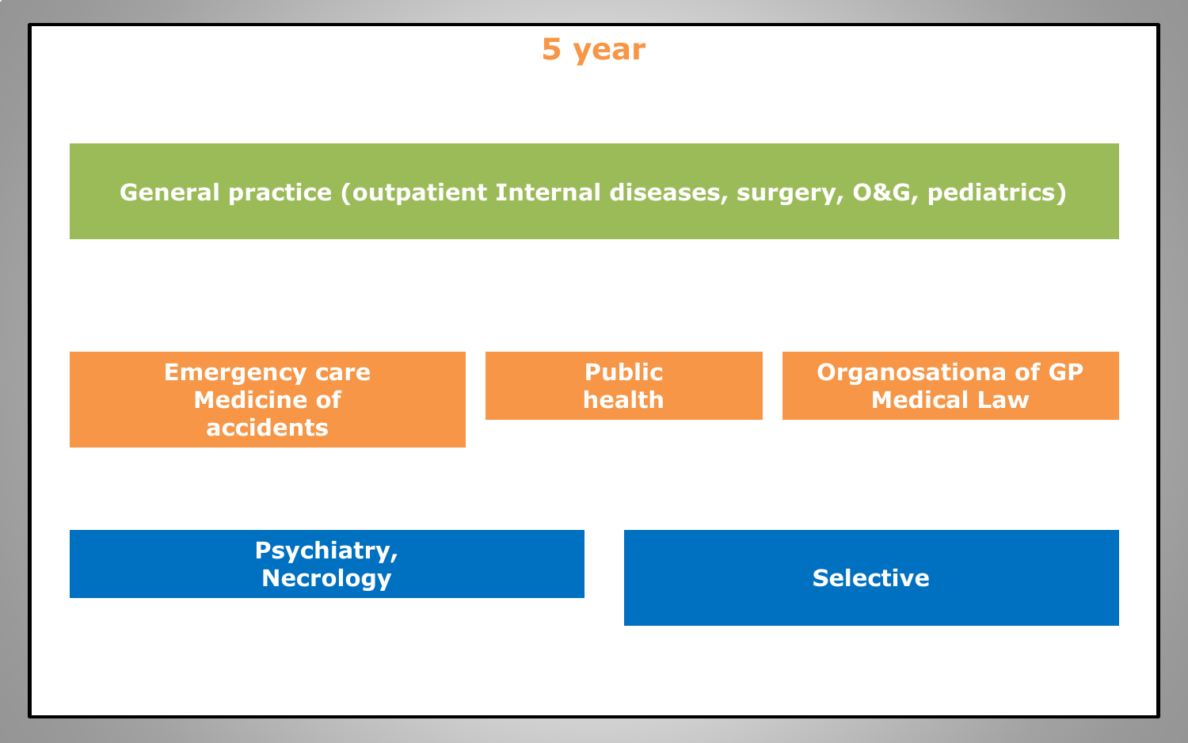# 5 year

General practice (outpatient Internal diseases, surgery, O&G, pediatrics)

Emergency care
Medicine of
accidents

Public
health

Organosationa of GP
Medical Law

Psychiatry,
Necrology

Selective